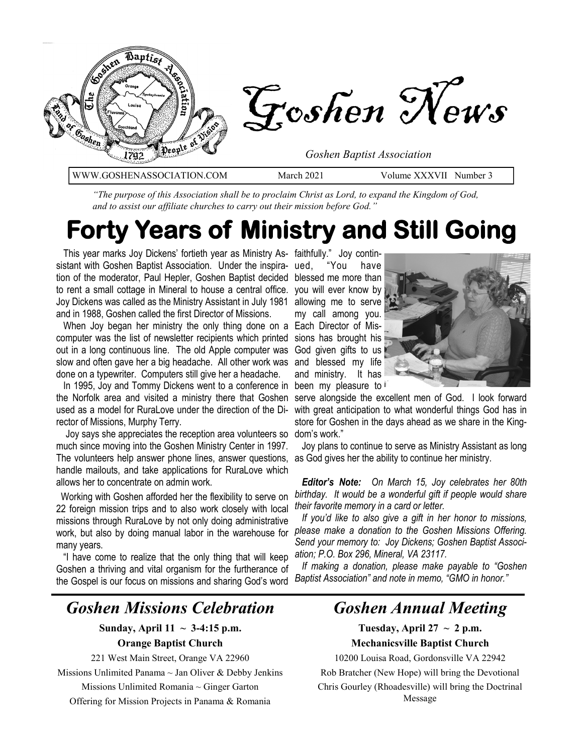# Goshen News

*Goshen Baptist Association*

WWW.GOSHENASSOCIATION.COM    March 2021    Volume XXXVII Number 3

*"The purpose of this Association shall be to proclaim Christ as Lord, to expand the Kingdom of God, and to assist our affiliate churches to carry out their mission before God."*

# Forty Years of Ministry and Still Going

This year marks Joy Dickens' fortieth year as Ministry Assistant with Goshen Baptist Association. Under the inspiration of the moderator, Paul Hepler, Goshen Baptist decided to rent a small cottage in Mineral to house a central office. Joy Dickens was called as the Ministry Assistant in July 1981 and in 1988, Goshen called the first Director of Missions.

When Joy began her ministry the only thing done on a computer was the list of newsletter recipients which printed out in a long continuous line. The old Apple computer was slow and often gave her a big headache. All other work was done on a typewriter. Computers still give her a headache.

In 1995, Joy and Tommy Dickens went to a conference in the Norfolk area and visited a ministry there that Goshen used as a model for RuraLove under the direction of the Director of Missions, Murphy Terry.

Joy says she appreciates the reception area volunteers so much since moving into the Goshen Ministry Center in 1997. The volunteers help answer phone lines, answer questions, handle mailouts, and take applications for RuraLove which allows her to concentrate on admin work.

Working with Goshen afforded her the flexibility to serve on 22 foreign mission trips and to also work closely with local missions through RuraLove by not only doing administrative work, but also by doing manual labor in the warehouse for many years.

"I have come to realize that the only thing that will keep Goshen a thriving and vital organism for the furtherance of the Gospel is our focus on missions and sharing God's word faithfully." Joy continued, "You have blessed me more than you will ever know by allowing me to serve my call among you. Each Director of Missions has brought his God given gifts to us and blessed my life and ministry. It has been my pleasure to serve alongside the excellent men of God. I look forward with great anticipation to what wonderful things God has in store for Goshen in the days ahead as we share in the Kingdom's work."

Joy plans to continue to serve as Ministry Assistant as long as God gives her the ability to continue her ministry.

***Editor's Note:*** *On March 15, Joy celebrates her 80th birthday. It would be a wonderful gift if people would share their favorite memory in a card or letter.*

*If you'd like to also give a gift in her honor to missions, please make a donation to the Goshen Missions Offering. Send your memory to: Joy Dickens; Goshen Baptist Association; P.O. Box 296, Mineral, VA 23117.*

*If making a donation, please make payable to "Goshen Baptist Association" and note in memo, "GMO in honor."*

## *Goshen Missions Celebration*

**Sunday, April 11 ~ 3-4:15 p.m.**

**Orange Baptist Church**

221 West Main Street, Orange VA 22960

Missions Unlimited Panama ~ Jan Oliver & Debby Jenkins

Missions Unlimited Romania ~ Ginger Garton

Offering for Mission Projects in Panama & Romania

## *Goshen Annual Meeting*

**Tuesday, April 27 ~ 2 p.m.**

**Mechanicsville Baptist Church**

10200 Louisa Road, Gordonsville VA 22942

Rob Bratcher (New Hope) will bring the Devotional

Chris Gourley (Rhoadesville) will bring the Doctrinal Message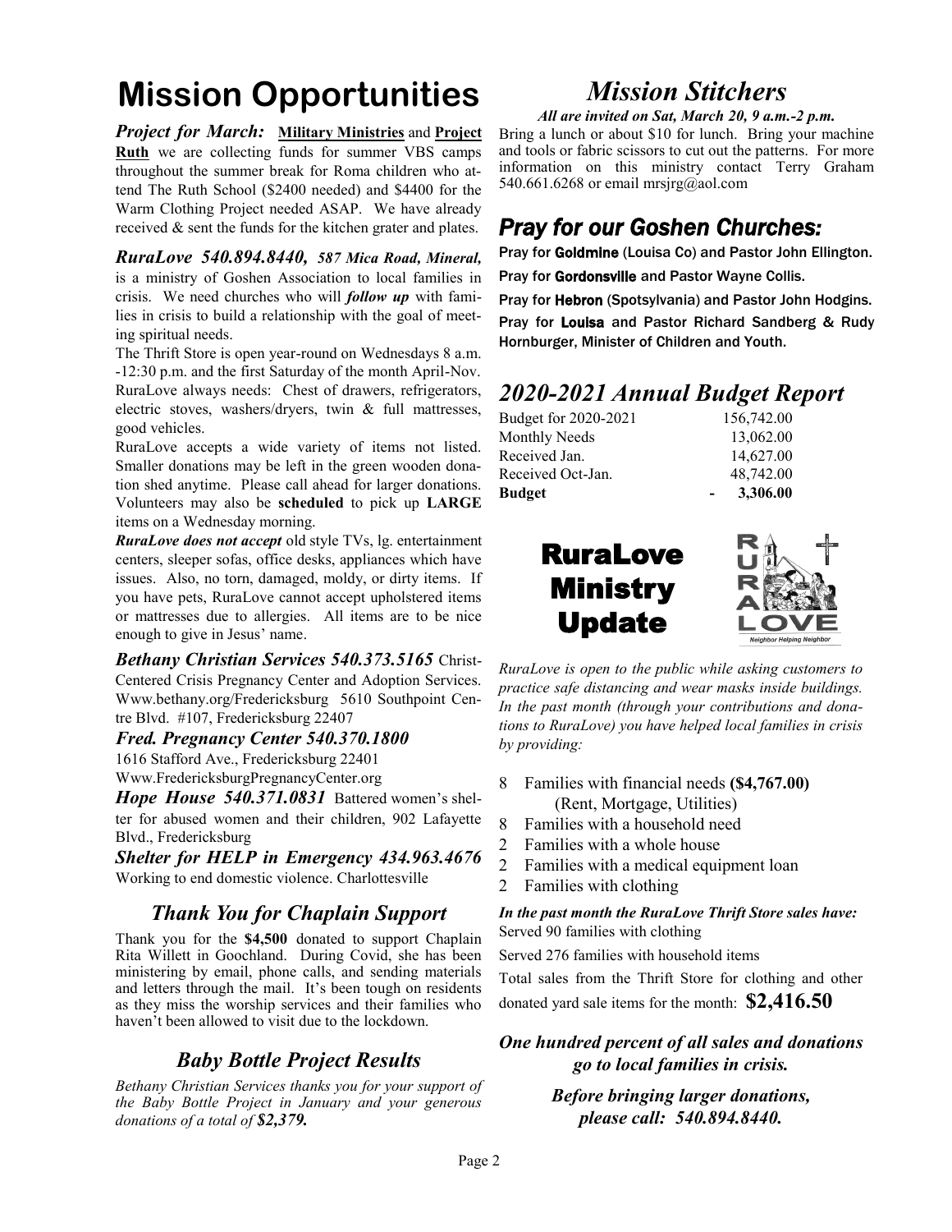# Mission Opportunities

***Project for March:*** **Military Ministries** and **Project Ruth** we are collecting funds for summer VBS camps throughout the summer break for Roma children who attend The Ruth School ($2400 needed) and $4400 for the Warm Clothing Project needed ASAP. We have already received & sent the funds for the kitchen grater and plates.

***RuraLove 540.894.8440,*** ***587 Mica Road, Mineral,*** is a ministry of Goshen Association to local families in crisis. We need churches who will ***follow up*** with families in crisis to build a relationship with the goal of meeting spiritual needs.

The Thrift Store is open year-round on Wednesdays 8 a.m. -12:30 p.m. and the first Saturday of the month April-Nov. RuraLove always needs: Chest of drawers, refrigerators, electric stoves, washers/dryers, twin & full mattresses, good vehicles.

RuraLove accepts a wide variety of items not listed. Smaller donations may be left in the green wooden donation shed anytime. Please call ahead for larger donations. Volunteers may also be **scheduled** to pick up **LARGE** items on a Wednesday morning.

***RuraLove does not accept*** old style TVs, lg. entertainment centers, sleeper sofas, office desks, appliances which have issues. Also, no torn, damaged, moldy, or dirty items. If you have pets, RuraLove cannot accept upholstered items or mattresses due to allergies. All items are to be nice enough to give in Jesus' name.

***Bethany Christian Services 540.373.5165*** Christ-Centered Crisis Pregnancy Center and Adoption Services. Www.bethany.org/Fredericksburg 5610 Southpoint Centre Blvd. #107, Fredericksburg 22407

***Fred. Pregnancy Center 540.370.1800***
1616 Stafford Ave., Fredericksburg 22401
Www.FredericksburgPregnancyCenter.org

***Hope House 540.371.0831*** Battered women's shelter for abused women and their children, 902 Lafayette Blvd., Fredericksburg

***Shelter for HELP in Emergency 434.963.4676***
Working to end domestic violence. Charlottesville

## *Thank You for Chaplain Support*

Thank you for the **$4,500** donated to support Chaplain Rita Willett in Goochland. During Covid, she has been ministering by email, phone calls, and sending materials and letters through the mail. It's been tough on residents as they miss the worship services and their families who haven't been allowed to visit due to the lockdown.

## *Baby Bottle Project Results*

*Bethany Christian Services thanks you for your support of the Baby Bottle Project in January and your generous donations of a total of **$2,379.***

# *Mission Stitchers*

***All are invited on Sat, March 20, 9 a.m.-2 p.m.***

Bring a lunch or about $10 for lunch. Bring your machine and tools or fabric scissors to cut out the patterns. For more information on this ministry contact Terry Graham 540.661.6268 or email mrsjrg@aol.com

## *Pray for our Goshen Churches:*

Pray for **Goldmine** (Louisa Co) and Pastor John Ellington.

Pray for **Gordonsville** and Pastor Wayne Collis.

Pray for **Hebron** (Spotsylvania) and Pastor John Hodgins.

Pray for **Louisa** and Pastor Richard Sandberg & Rudy Hornburger, Minister of Children and Youth.

## *2020-2021 Annual Budget Report*

| | |
|---|---|
| Budget for 2020-2021 | 156,742.00 |
| Monthly Needs | 13,062.00 |
| Received Jan. | 14,627.00 |
| Received Oct-Jan. | 48,742.00 |
| **Budget** | **- 3,306.00** |

## RuraLove Ministry Update

RURALOVE
Neighbor Helping Neighbor

*RuraLove is open to the public while asking customers to practice safe distancing and wear masks inside buildings. In the past month (through your contributions and donations to RuraLove) you have helped local families in crisis by providing:*

- 8 Families with financial needs **($4,767.00)** (Rent, Mortgage, Utilities)
- 8 Families with a household need
- 2 Families with a whole house
- 2 Families with a medical equipment loan
- 2 Families with clothing

***In the past month the RuraLove Thrift Store sales have:***

Served 90 families with clothing

Served 276 families with household items

Total sales from the Thrift Store for clothing and other donated yard sale items for the month: **$2,416.50**

***One hundred percent of all sales and donations go to local families in crisis.***

***Before bringing larger donations, please call: 540.894.8440.***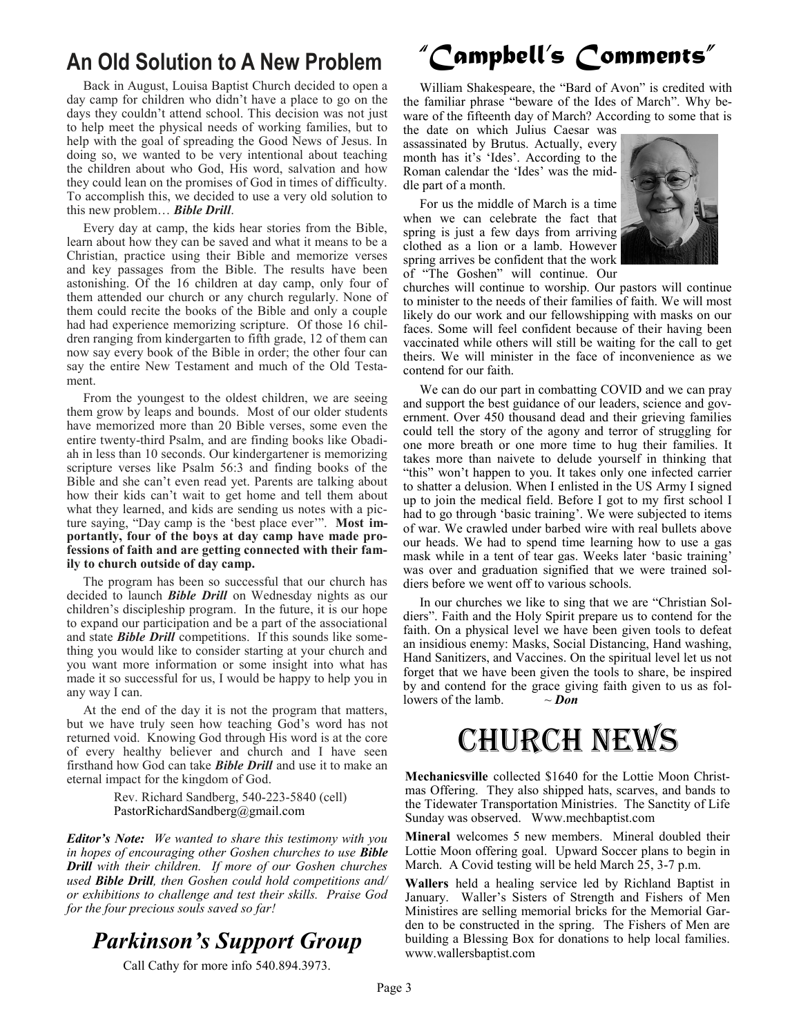## An Old Solution to A New Problem

Back in August, Louisa Baptist Church decided to open a day camp for children who didn't have a place to go on the days they couldn't attend school. This decision was not just to help meet the physical needs of working families, but to help with the goal of spreading the Good News of Jesus. In doing so, we wanted to be very intentional about teaching the children about who God, His word, salvation and how they could lean on the promises of God in times of difficulty. To accomplish this, we decided to use a very old solution to this new problem… ***Bible Drill***.

Every day at camp, the kids hear stories from the Bible, learn about how they can be saved and what it means to be a Christian, practice using their Bible and memorize verses and key passages from the Bible. The results have been astonishing. Of the 16 children at day camp, only four of them attended our church or any church regularly. None of them could recite the books of the Bible and only a couple had had experience memorizing scripture. Of those 16 children ranging from kindergarten to fifth grade, 12 of them can now say every book of the Bible in order; the other four can say the entire New Testament and much of the Old Testament.

From the youngest to the oldest children, we are seeing them grow by leaps and bounds. Most of our older students have memorized more than 20 Bible verses, some even the entire twenty-third Psalm, and are finding books like Obadiah in less than 10 seconds. Our kindergartener is memorizing scripture verses like Psalm 56:3 and finding books of the Bible and she can't even read yet. Parents are talking about how their kids can't wait to get home and tell them about what they learned, and kids are sending us notes with a picture saying, "Day camp is the 'best place ever'". **Most importantly, four of the boys at day camp have made professions of faith and are getting connected with their family to church outside of day camp.**

The program has been so successful that our church has decided to launch ***Bible Drill*** on Wednesday nights as our children's discipleship program. In the future, it is our hope to expand our participation and be a part of the associational and state ***Bible Drill*** competitions. If this sounds like something you would like to consider starting at your church and you want more information or some insight into what has made it so successful for us, I would be happy to help you in any way I can.

At the end of the day it is not the program that matters, but we have truly seen how teaching God's word has not returned void. Knowing God through His word is at the core of every healthy believer and church and I have seen firsthand how God can take ***Bible Drill*** and use it to make an eternal impact for the kingdom of God.

Rev. Richard Sandberg, 540-223-5840 (cell)
PastorRichardSandberg@gmail.com

***Editor's Note:*** *We wanted to share this testimony with you in hopes of encouraging other Goshen churches to use* ***Bible Drill*** *with their children. If more of our Goshen churches used* ***Bible Drill****, then Goshen could hold competitions and/or exhibitions to challenge and test their skills. Praise God for the four precious souls saved so far!*

## *Parkinson's Support Group*

Call Cathy for more info 540.894.3973.

## "Campbell's Comments"

William Shakespeare, the "Bard of Avon" is credited with the familiar phrase "beware of the Ides of March". Why beware of the fifteenth day of March? According to some that is the date on which Julius Caesar was assassinated by Brutus. Actually, every month has it's 'Ides'. According to the Roman calendar the 'Ides' was the middle part of a month.

For us the middle of March is a time when we can celebrate the fact that spring is just a few days from arriving clothed as a lion or a lamb. However spring arrives be confident that the work of "The Goshen" will continue. Our churches will continue to worship. Our pastors will continue to minister to the needs of their families of faith. We will most likely do our work and our fellowshipping with masks on our faces. Some will feel confident because of their having been vaccinated while others will still be waiting for the call to get theirs. We will minister in the face of inconvenience as we contend for our faith.

We can do our part in combatting COVID and we can pray and support the best guidance of our leaders, science and government. Over 450 thousand dead and their grieving families could tell the story of the agony and terror of struggling for one more breath or one more time to hug their families. It takes more than naivete to delude yourself in thinking that "this" won't happen to you. It takes only one infected carrier to shatter a delusion. When I enlisted in the US Army I signed up to join the medical field. Before I got to my first school I had to go through 'basic training'. We were subjected to items of war. We crawled under barbed wire with real bullets above our heads. We had to spend time learning how to use a gas mask while in a tent of tear gas. Weeks later 'basic training' was over and graduation signified that we were trained soldiers before we went off to various schools.

In our churches we like to sing that we are "Christian Soldiers". Faith and the Holy Spirit prepare us to contend for the faith. On a physical level we have been given tools to defeat an insidious enemy: Masks, Social Distancing, Hand washing, Hand Sanitizers, and Vaccines. On the spiritual level let us not forget that we have been given the tools to share, be inspired by and contend for the grace giving faith given to us as followers of the lamb. ~ ***Don***

## CHURCH NEWS

**Mechanicsville** collected $1640 for the Lottie Moon Christmas Offering. They also shipped hats, scarves, and bands to the Tidewater Transportation Ministries. The Sanctity of Life Sunday was observed. Www.mechbaptist.com

**Mineral** welcomes 5 new members. Mineral doubled their Lottie Moon offering goal. Upward Soccer plans to begin in March. A Covid testing will be held March 25, 3-7 p.m.

**Wallers** held a healing service led by Richland Baptist in January. Waller's Sisters of Strength and Fishers of Men Ministires are selling memorial bricks for the Memorial Garden to be constructed in the spring. The Fishers of Men are building a Blessing Box for donations to help local families. www.wallersbaptist.com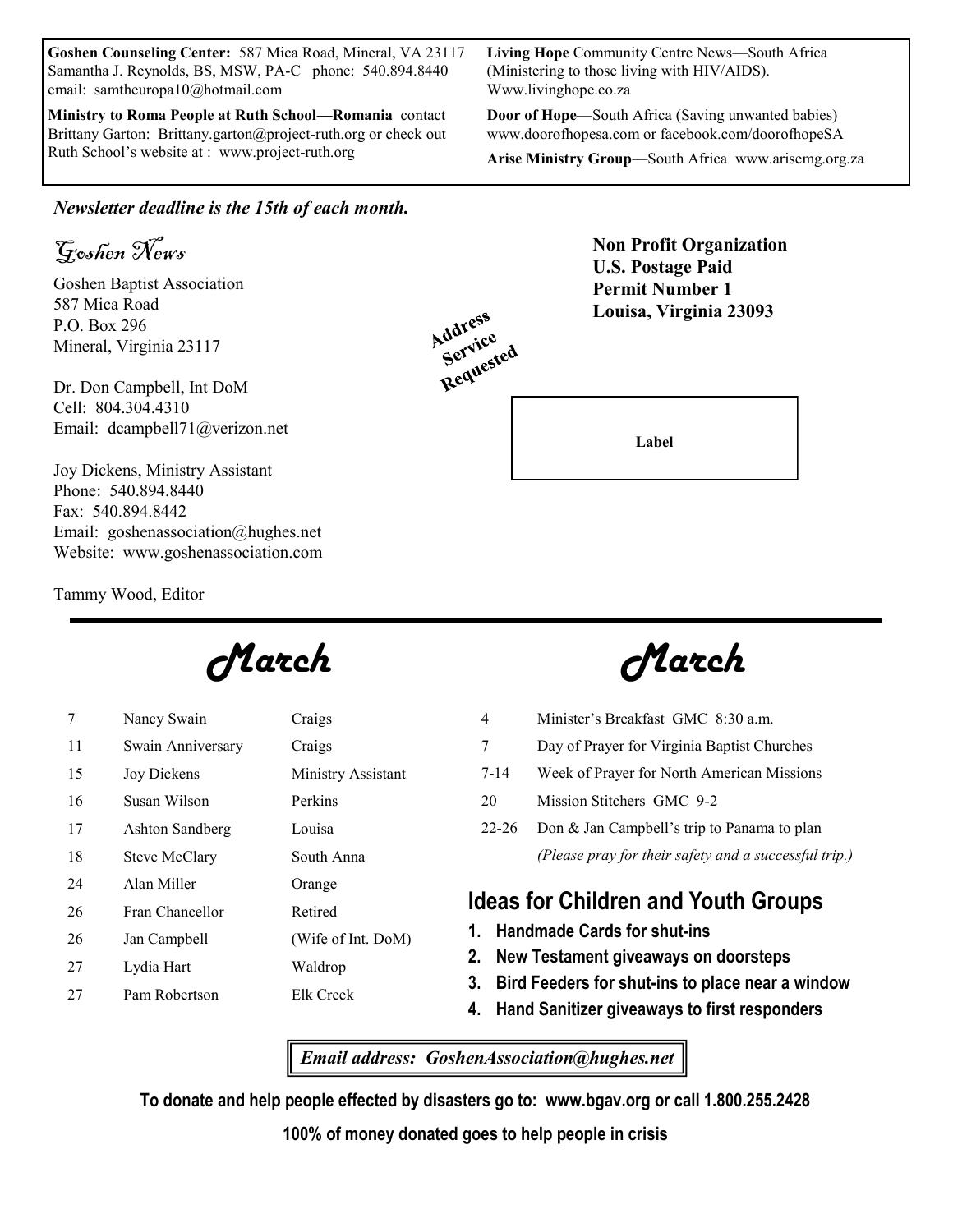**Goshen Counseling Center:** 587 Mica Road, Mineral, VA 23117
Samantha J. Reynolds, BS, MSW, PA-C phone: 540.894.8440
email: samtheuropa10@hotmail.com

**Ministry to Roma People at Ruth School—Romania** contact Brittany Garton: Brittany.garton@project-ruth.org or check out Ruth School's website at : www.project-ruth.org

**Living Hope** Community Centre News—South Africa (Ministering to those living with HIV/AIDS). Www.livinghope.co.za

**Door of Hope**—South Africa (Saving unwanted babies) www.doorofhopesa.com or facebook.com/doorofhopeSA

**Arise Ministry Group**—South Africa www.arisemg.org.za

***Newsletter deadline is the 15th of each month.***

## Goshen News

Goshen Baptist Association
587 Mica Road
P.O. Box 296
Mineral, Virginia 23117

Dr. Don Campbell, Int DoM
Cell: 804.304.4310
Email: dcampbell71@verizon.net

Joy Dickens, Ministry Assistant
Phone: 540.894.8440
Fax: 540.894.8442
Email: goshenassociation@hughes.net
Website: www.goshenassociation.com

Tammy Wood, Editor

**Address Service Requested**

**Non Profit Organization**
**U.S. Postage Paid**
**Permit Number 1**
**Louisa, Virginia 23093**

**Label**

## March

| | | |
|---|---|---|
| 7 | Nancy Swain | Craigs |
| 11 | Swain Anniversary | Craigs |
| 15 | Joy Dickens | Ministry Assistant |
| 16 | Susan Wilson | Perkins |
| 17 | Ashton Sandberg | Louisa |
| 18 | Steve McClary | South Anna |
| 24 | Alan Miller | Orange |
| 26 | Fran Chancellor | Retired |
| 26 | Jan Campbell | (Wife of Int. DoM) |
| 27 | Lydia Hart | Waldrop |
| 27 | Pam Robertson | Elk Creek |

## March

| | |
|---|---|
| 4 | Minister's Breakfast GMC 8:30 a.m. |
| 7 | Day of Prayer for Virginia Baptist Churches |
| 7-14 | Week of Prayer for North American Missions |
| 20 | Mission Stitchers GMC 9-2 |
| 22-26 | Don & Jan Campbell's trip to Panama to plan *(Please pray for their safety and a successful trip.)* |

## Ideas for Children and Youth Groups

1. **Handmade Cards for shut-ins**
2. **New Testament giveaways on doorsteps**
3. **Bird Feeders for shut-ins to place near a window**
4. **Hand Sanitizer giveaways to first responders**

***Email address: GoshenAssociation@hughes.net***

**To donate and help people effected by disasters go to: www.bgav.org or call 1.800.255.2428**

**100% of money donated goes to help people in crisis**